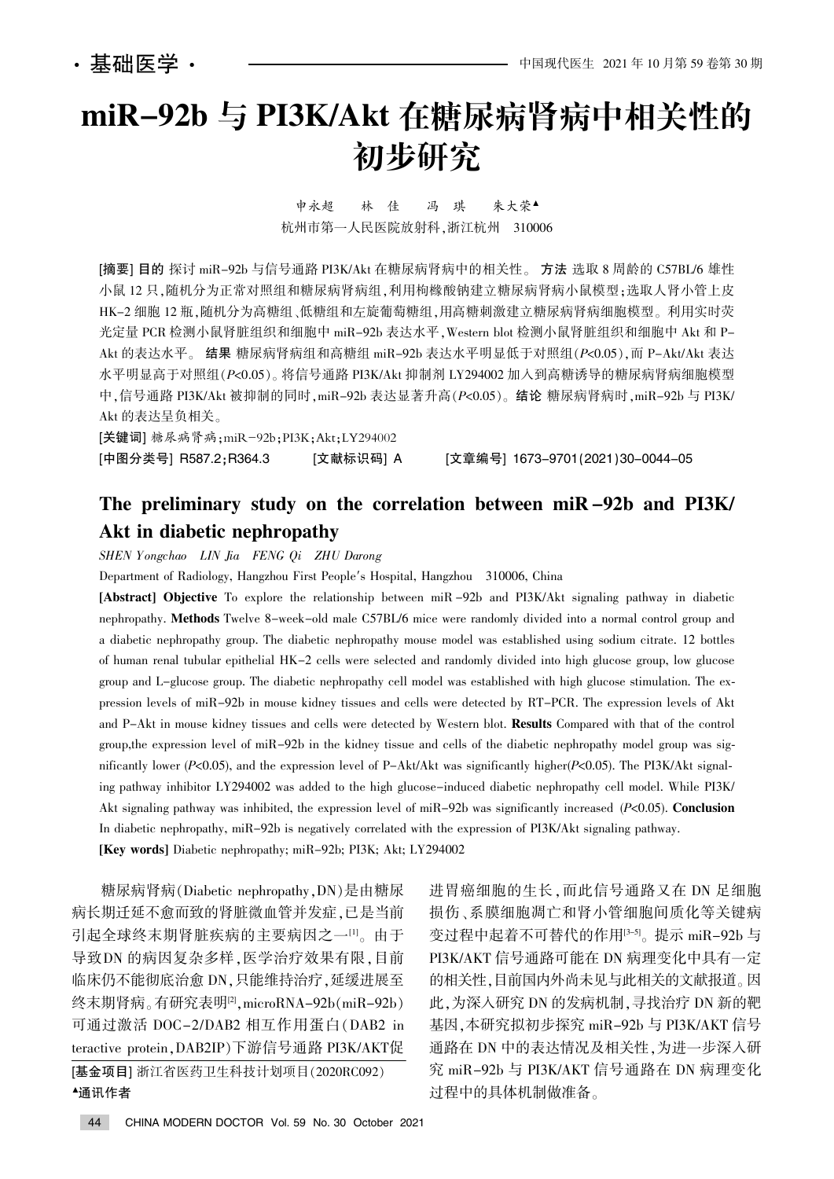· 基础医学 ·

# miR-92b 与 PI3K/Akt 在糖尿病肾病中相关性的初步研究

申永超　林 佳　冯 琪　朱大荣▲

杭州市第一人民医院放射科，浙江杭州　310006

**[摘要] 目的** 探讨 miR-92b 与信号通路 PI3K/Akt 在糖尿病肾病中的相关性。**方法** 选取 8 周龄的 C57BL/6 雄性小鼠 12 只，随机分为正常对照组和糖尿病肾病组，利用枸橼酸钠建立糖尿病肾病小鼠模型；选取人肾小管上皮 HK-2 细胞 12 瓶，随机分为高糖组、低糖组和左旋葡萄糖组，用高糖刺激建立糖尿病肾病细胞模型。利用实时荧光定量 PCR 检测小鼠肾脏组织和细胞中 miR-92b 表达水平，Western blot 检测小鼠肾脏组织和细胞中 Akt 和 P-Akt 的表达水平。**结果** 糖尿病肾病组和高糖组 miR-92b 表达水平明显低于对照组($P<0.05$)，而 P-Akt/Akt 表达水平明显高于对照组($P<0.05$)。将信号通路 PI3K/Akt 抑制剂 LY294002 加入到高糖诱导的糖尿病肾病细胞模型中，信号通路 PI3K/Akt 被抑制的同时，miR-92b 表达显著升高($P<0.05$)。**结论** 糖尿病肾病时，miR-92b 与 PI3K/Akt 的表达呈负相关。

**[关键词]** 糖尿病肾病；miR-92b；PI3K；Akt；LY294002

**[中图分类号]** R587.2；R364.3　**[文献标识码]** A　**[文章编号]** 1673-9701(2021)30-0044-05

## The preliminary study on the correlation between miR-92b and PI3K/Akt in diabetic nephropathy

*SHEN Yongchao　LIN Jia　FENG Qi　ZHU Darong*

Department of Radiology, Hangzhou First People's Hospital, Hangzhou　310006, China

**[Abstract] Objective** To explore the relationship between miR-92b and PI3K/Akt signaling pathway in diabetic nephropathy. **Methods** Twelve 8-week-old male C57BL/6 mice were randomly divided into a normal control group and a diabetic nephropathy group. The diabetic nephropathy mouse model was established using sodium citrate. 12 bottles of human renal tubular epithelial HK-2 cells were selected and randomly divided into high glucose group, low glucose group and L-glucose group. The diabetic nephropathy cell model was established with high glucose stimulation. The expression levels of miR-92b in mouse kidney tissues and cells were detected by RT-PCR. The expression levels of Akt and P-Akt in mouse kidney tissues and cells were detected by Western blot. **Results** Compared with that of the control group, the expression level of miR-92b in the kidney tissue and cells of the diabetic nephropathy model group was significantly lower ($P<0.05$), and the expression level of P-Akt/Akt was significantly higher($P<0.05$). The PI3K/Akt signaling pathway inhibitor LY294002 was added to the high glucose-induced diabetic nephropathy cell model. While PI3K/Akt signaling pathway was inhibited, the expression level of miR-92b was significantly increased ($P<0.05$). **Conclusion** In diabetic nephropathy, miR-92b is negatively correlated with the expression of PI3K/Akt signaling pathway.

**[Key words]** Diabetic nephropathy; miR-92b; PI3K; Akt; LY294002

糖尿病肾病(Diabetic nephropathy，DN)是由糖尿病长期迁延不愈而致的肾脏微血管并发症，已是当前引起全球终末期肾脏疾病的主要病因之一[1]。由于导致DN 的病因复杂多样，医学治疗效果有限，目前临床仍不能彻底治愈 DN，只能维持治疗，延缓进展至终末期肾病。有研究表明[2]，microRNA-92b(miR-92b)可通过激活 DOC-2/DAB2 相互作用蛋白(DAB2 interactive protein，DAB2IP)下游信号通路 PI3K/AKT促进胃癌细胞的生长，而此信号通路又在 DN 足细胞损伤、系膜细胞凋亡和肾小管细胞间质化等关键病变过程中起着不可替代的作用[3-5]。提示 miR-92b 与PI3K/AKT 信号通路可能在 DN 病理变化中具有一定的相关性，目前国内外尚未见与此相关的文献报道。因此，为深入研究 DN 的发病机制，寻找治疗 DN 新的靶基因，本研究拟初步探究 miR-92b 与 PI3K/AKT 信号通路在 DN 中的表达情况及相关性，为进一步深入研究 miR-92b 与 PI3K/AKT 信号通路在 DN 病理变化过程中的具体机制做准备。

[基金项目] 浙江省医药卫生科技计划项目(2020RC092)

▲通讯作者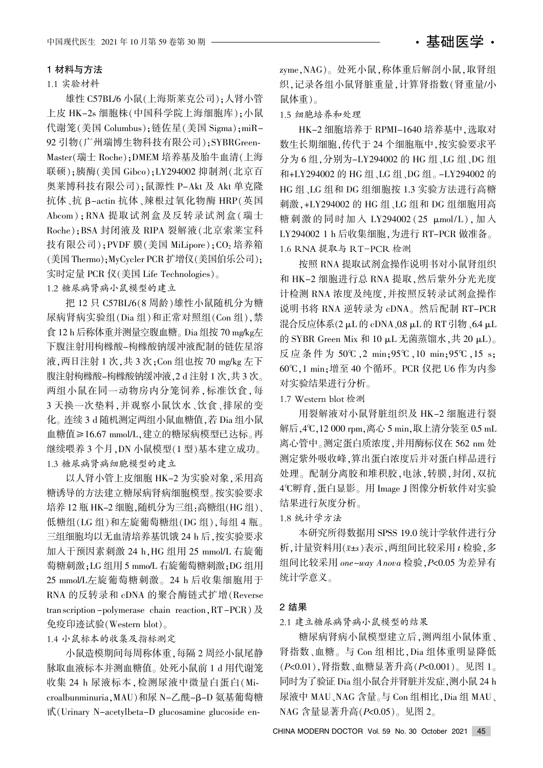## 1 材料与方法

### 1.1 实验材料

雄性 C57BL/6 小鼠(上海斯莱克公司)；人肾小管上皮 HK-2s 细胞株(中国科学院上海细胞库)；小鼠代谢笼(美国 Columbus)；链佐星(美国 Sigma)；miR-92 引物(广州瑞博生物科技有限公司)；SYBRGreen-Master(瑞士 Roche)；DMEM 培养基及胎牛血清(上海联硕)；胰酶(美国 Gibco)；LY294002 抑制剂(北京百奥莱博科技有限公司)；鼠源性 P-Akt 及 Akt 单克隆抗体、抗 β-actin 抗体、辣根过氧化物酶 HRP(英国 Abcom)；RNA 提取试剂盒及反转录试剂盒(瑞士 Roche)；BSA 封闭液及 RIPA 裂解液(北京索莱宝科技有限公司)；PVDF 膜(美国 MiLipore)；$CO_2$ 培养箱(美国 Thermo)；MyCycler PCR 扩增仪(美国伯乐公司)；实时定量 PCR 仪(美国 Life Technologies)。

### 1.2 糖尿病肾病小鼠模型的建立

把 12 只 C57BL/6(8 周龄)雄性小鼠随机分为糖尿病肾病实验组(Dia 组)和正常对照组(Con 组)，禁食 12 h 后称体重并测量空腹血糖。Dia 组按 70 mg/kg左下腹注射用枸橼酸-枸橼酸钠缓冲液配制的链佐星溶液，两日注射 1 次，共 3 次；Con 组也按 70 mg/kg 左下腹注射枸橼酸-枸橼酸钠缓冲液，2 d 注射 1 次，共 3 次。两组小鼠在同一动物房内分笼饲养，标准饮食，每 3 天换一次垫料，并观察小鼠饮水、饮食、排尿的变化。连续 3 d 随机测定两组小鼠血糖值，若 Dia 组小鼠血糖值≥16.67 mmol/L，建立的糖尿病模型已达标。再继续喂养 3 个月，DN 小鼠模型(1 型)基本建立成功。

### 1.3 糖尿病肾病细胞模型的建立

以人肾小管上皮细胞 HK-2 为实验对象，采用高糖诱导的方法建立糖尿病肾病细胞模型。按实验要求培养 12 瓶 HK-2 细胞，随机分为三组：高糖组(HG 组)、低糖组(LG 组)和左旋葡萄糖组(DG 组)，每组 4 瓶。三组细胞均以无血清培养基饥饿 24 h 后，按实验要求加入干预因素刺激 24 h，HG 组用 25 mmol/L 右旋葡萄糖刺激；LG 组用 5 mmo/L 右旋葡萄糖刺激；DG 组用 25 mmol/L左旋葡萄糖刺激。24 h 后收集细胞用于 RNA 的反转录和 cDNA 的聚合酶链式扩增(Reverse transcription-polymerase chain reaction，RT-PCR)及免疫印迹试验(Western blot)。

### 1.4 小鼠标本的收集及指标测定

小鼠造模期间每周称体重，每隔 2 周经小鼠尾静脉取血液标本并测血糖值。处死小鼠前 1 d 用代谢笼收集 24 h 尿液标本，检测尿液中微量白蛋白(Microalbunminuria，MAU)和尿 N-乙酰-β-D 氨基葡萄糖甙(Urinary N-acetylbeta-D glucosamine glucoside enzyme，NAG)。处死小鼠，称体重后解剖小鼠，取肾组织，记录各组小鼠肾脏重量，计算肾指数(肾重量/小鼠体重)。

### 1.5 细胞培养和处理

HK-2 细胞培养于 RPMI-1640 培养基中，选取对数生长期细胞，传代于 24 个细胞瓶中，按实验要求平分为 6 组，分别为-LY294002 的 HG 组、LG 组、DG 组和+LY294002 的 HG 组、LG 组、DG 组。-LY294002 的 HG 组、LG 组和 DG 组细胞按 1.3 实验方法进行高糖刺激，+LY294002 的 HG 组、LG 组和 DG 组细胞用高糖刺激的同时加入 LY294002(25 μmol/L)，加入 LY294002 1 h 后收集细胞，为进行 RT-PCR 做准备。

### 1.6 RNA 提取与 RT-PCR 检测

按照 RNA 提取试剂盒操作说明书对小鼠肾组织和 HK-2 细胞进行总 RNA 提取，然后紫外分光光度计检测 RNA 浓度及纯度，并按照反转录试剂盒操作说明书将 RNA 逆转录为 cDNA。然后配制 RT-PCR 混合反应体系(2 μL 的 cDNA、0.8 μL 的 RT 引物、6.4 μL 的 SYBR Green Mix 和 10 μL 无菌蒸馏水，共 20 μL)。反应条件为 50℃，2 min；95℃，10 min；95℃，15 s；60℃，1 min；增至 40 个循环。PCR 仪把 U6 作为内参对实验结果进行分析。

### 1.7 Western blot 检测

用裂解液对小鼠肾脏组织及 HK-2 细胞进行裂解后，4℃，12 000 rpm，离心 5 min，取上清分装至 0.5 mL 离心管中。测定蛋白质浓度，并用酶标仪在 562 nm 处测定紫外吸收峰，算出蛋白浓度后并对蛋白样品进行处理。配制分离胶和堆积胶，电泳，转膜，封闭，双抗 4℃孵育，蛋白显影。用 Image J 图像分析软件对实验结果进行灰度分析。

### 1.8 统计学方法

本研究所得数据用 SPSS 19.0 统计学软件进行分析，计量资料用($\bar{x}\pm s$)表示，两组间比较采用 $t$ 检验，多组间比较采用 *one-way Anova* 检验，$P<0.05$ 为差异有统计学意义。

## 2 结果

### 2.1 建立糖尿病肾病小鼠模型的结果

糖尿病肾病小鼠模型建立后，测两组小鼠体重、肾指数、血糖。与 Con 组相比，Dia 组体重明显降低($P<0.01$)，肾指数、血糖显著升高($P<0.001$)。见图 1。同时为了验证 Dia 组小鼠合并肾脏并发症，测小鼠 24 h 尿液中 MAU、NAG 含量。与 Con 组相比，Dia 组 MAU、NAG 含量显著升高($P<0.05$)。见图 2。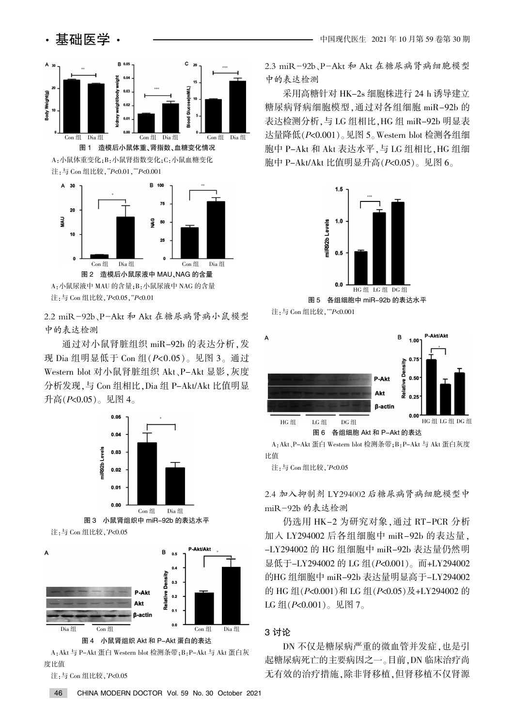图1 造模后小鼠体重、肾指数、血糖变化情况

A：小鼠体重变化；B：小鼠肾指数变化；C：小鼠血糖变化

注：与Con组比较，$^{**}P<0.01$，$^{***}P<0.001$

图2 造模后小鼠尿液中MAU、NAG的含量

A：小鼠尿液中MAU的含量；B：小鼠尿液中NAG的含量

注：与Con组比较，$^{*}P<0.05$，$^{**}P<0.01$

### 2.2 miR-92b、P-Akt和Akt在糖尿病肾病小鼠模型中的表达检测

通过对小鼠肾脏组织miR-92b的表达分析，发现Dia组明显低于Con组（$P<0.05$）。见图3。通过Western blot对小鼠肾脏组织Akt、P-Akt显影，灰度分析发现，与Con组相比，Dia组P-Akt/Akt比值明显升高（$P<0.05$）。见图4。

图3 小鼠肾组织中miR-92b的表达水平

注：与Con组比较，$^{*}P<0.05$

图4 小鼠肾组织Akt和P-Akt蛋白的表达

A：Akt与P-Akt蛋白Western blot检测条带；B：P-Akt与Akt蛋白灰度比值

注：与Con组比较，$^{*}P<0.05$

### 2.3 miR-92b、P-Akt和Akt在糖尿病肾病细胞模型中的表达检测

采用高糖针对HK-2s细胞株进行24 h诱导建立糖尿病肾病细胞模型，通过对各组细胞miR-92b的表达检测分析，与LG组相比，HG组miR-92b明显表达量降低（$P<0.001$）。见图5。Western blot检测各组细胞中P-Akt和Akt表达水平，与LG组相比，HG组细胞中P-Akt/Akt比值明显升高（$P<0.05$）。见图6。

图5 各组细胞中miR-92b的表达水平

注：与Con组比较，$^{***}P<0.001$

图6 各组细胞Akt和P-Akt的表达

A：Akt、P-Akt蛋白Western blot检测条带；B：P-Akt与Akt蛋白灰度比值

注：与Con组比较，$^{*}P<0.05$

### 2.4 加入抑制剂LY294002后糖尿病肾病细胞模型中miR-92b的表达检测

仍选用HK-2为研究对象，通过RT-PCR分析加入LY294002后各组细胞中miR-92b的表达量，-LY294002的HG组细胞中miR-92b表达量仍然明显低于-LY294002的LG组（$P<0.001$）。而+LY294002的HG组细胞中miR-92b表达量明显高于-LY294002的HG组（$P<0.001$）和LG组（$P<0.05$）及+LY294002的LG组（$P<0.001$）。见图7。

## 3 讨论

DN不仅是糖尿病严重的微血管并发症，也是引起糖尿病死亡的主要病因之一。目前，DN临床治疗尚无有效的治疗措施，除非肾移植，但肾移植不仅肾源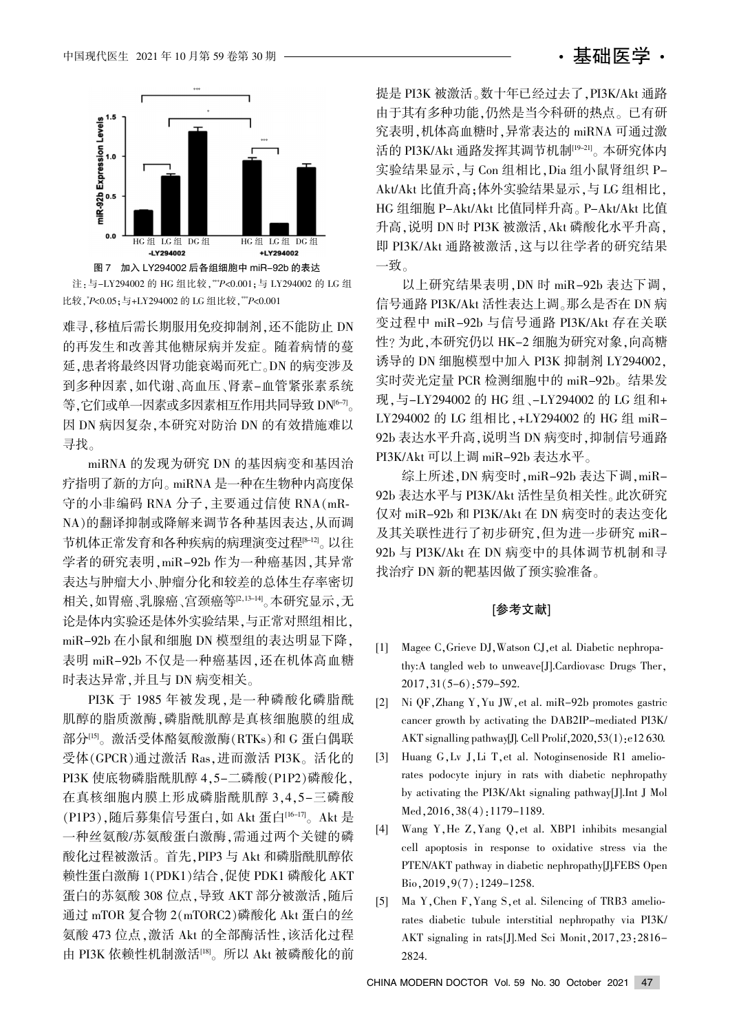图7　加入 LY294002 后各组细胞中 miR-92b 的表达

注：与-LY294002 的 HG 组比较，***$P$<0.001；与 LY294002 的 LG 组比较，*$P$<0.05；与+LY294002 的 LG 组比较，***$P$<0.001

难寻，移植后需长期服用免疫抑制剂，还不能防止 DN 的再发生和改善其他糖尿病并发症。随着病情的蔓延，患者将最终因肾功能衰竭而死亡。DN 的病变涉及到多种因素，如代谢、高血压、肾素-血管紧张素系统等，它们或单一因素或多因素相互作用共同导致 DN[6-7]。因 DN 病因复杂，本研究对防治 DN 的有效措施难以寻找。

miRNA 的发现为研究 DN 的基因病变和基因治疗指明了新的方向。miRNA 是一种在生物种内高度保守的小非编码 RNA 分子，主要通过信使 RNA(mRNA)的翻译抑制或降解来调节各种基因表达，从而调节机体正常发育和各种疾病的病理演变过程[8-12]。以往学者的研究表明，miR-92b 作为一种癌基因，其异常表达与肿瘤大小、肿瘤分化和较差的总体生存率密切相关，如胃癌、乳腺癌、宫颈癌等[2,13-14]。本研究显示，无论是体内实验还是体外实验结果，与正常对照组相比，miR-92b 在小鼠和细胞 DN 模型组的表达明显下降，表明 miR-92b 不仅是一种癌基因，还在机体高血糖时表达异常，并且与 DN 病变相关。

PI3K 于 1985 年被发现，是一种磷酸化磷脂酰肌醇的脂质激酶，磷脂酰肌醇是真核细胞膜的组成部分[15]。激活受体酪氨酸激酶(RTKs)和 G 蛋白偶联受体(GPCR)通过激活 Ras，进而激活 PI3K。活化的 PI3K 使底物磷脂酰肌醇 4,5-二磷酸(P1P2)磷酸化，在真核细胞内膜上形成磷脂酰肌醇 3,4,5-三磷酸(P1P3)，随后募集信号蛋白，如 Akt 蛋白[16-17]。Akt 是一种丝氨酸/苏氨酸蛋白激酶，需通过两个关键的磷酸化过程被激活。首先，PIP3 与 Akt 和磷脂酰肌醇依赖性蛋白激酶 1(PDK1)结合，促使 PDK1 磷酸化 AKT 蛋白的苏氨酸 308 位点，导致 AKT 部分被激活，随后通过 mTOR 复合物 2(mTORC2)磷酸化 Akt 蛋白的丝氨酸 473 位点，激活 Akt 的全部酶活性，该活化过程由 PI3K 依赖性机制激活[18]。所以 Akt 被磷酸化的前提是 PI3K 被激活。数十年已经过去了，PI3K/Akt 通路由于其有多种功能，仍然是当今科研的热点。已有研究表明，机体高血糖时，异常表达的 miRNA 可通过激活的 PI3K/Akt 通路发挥其调节机制[19-21]。本研究体内实验结果显示，与 Con 组相比，Dia 组小鼠肾组织 P-Akt/Akt 比值升高；体外实验结果显示，与 LG 组相比，HG 组细胞 P-Akt/Akt 比值同样升高。P-Akt/Akt 比值升高，说明 DN 时 PI3K 被激活，Akt 磷酸化水平升高，即 PI3K/Akt 通路被激活，这与以往学者的研究结果一致。

以上研究结果表明，DN 时 miR-92b 表达下调，信号通路 PI3K/Akt 活性表达上调。那么是否在 DN 病变过程中 miR-92b 与信号通路 PI3K/Akt 存在关联性？为此，本研究仍以 HK-2 细胞为研究对象，向高糖诱导的 DN 细胞模型中加入 PI3K 抑制剂 LY294002，实时荧光定量 PCR 检测细胞中的 miR-92b。结果发现，与-LY294002 的 HG 组、-LY294002 的 LG 组和+LY294002 的 LG 组相比，+LY294002 的 HG 组 miR-92b 表达水平升高，说明当 DN 病变时，抑制信号通路 PI3K/Akt 可以上调 miR-92b 表达水平。

综上所述，DN 病变时，miR-92b 表达下调，miR-92b 表达水平与 PI3K/Akt 活性呈负相关性。此次研究仅对 miR-92b 和 PI3K/Akt 在 DN 病变时的表达变化及其关联性进行了初步研究，但为进一步研究 miR-92b 与 PI3K/Akt 在 DN 病变中的具体调节机制和寻找治疗 DN 新的靶基因做了预实验准备。

## [参考文献]

[1] Magee C, Grieve DJ, Watson CJ, et al. Diabetic nephropathy: A tangled web to unweave[J]. Cardiovasc Drugs Ther, 2017, 31(5-6): 579-592.

[2] Ni QF, Zhang Y, Yu JW, et al. miR-92b promotes gastric cancer growth by activating the DAB2IP-mediated PI3K/AKT signalling pathway[J]. Cell Prolif, 2020, 53(1): e12630.

[3] Huang G, Lv J, Li T, et al. Notoginsenoside R1 ameliorates podocyte injury in rats with diabetic nephropathy by activating the PI3K/Akt signaling pathway[J]. Int J Mol Med, 2016, 38(4): 1179-1189.

[4] Wang Y, He Z, Yang Q, et al. XBP1 inhibits mesangial cell apoptosis in response to oxidative stress via the PTEN/AKT pathway in diabetic nephropathy[J]. FEBS Open Bio, 2019, 9(7): 1249-1258.

[5] Ma Y, Chen F, Yang S, et al. Silencing of TRB3 ameliorates diabetic tubule interstitial nephropathy via PI3K/AKT signaling in rats[J]. Med Sci Monit, 2017, 23: 2816-2824.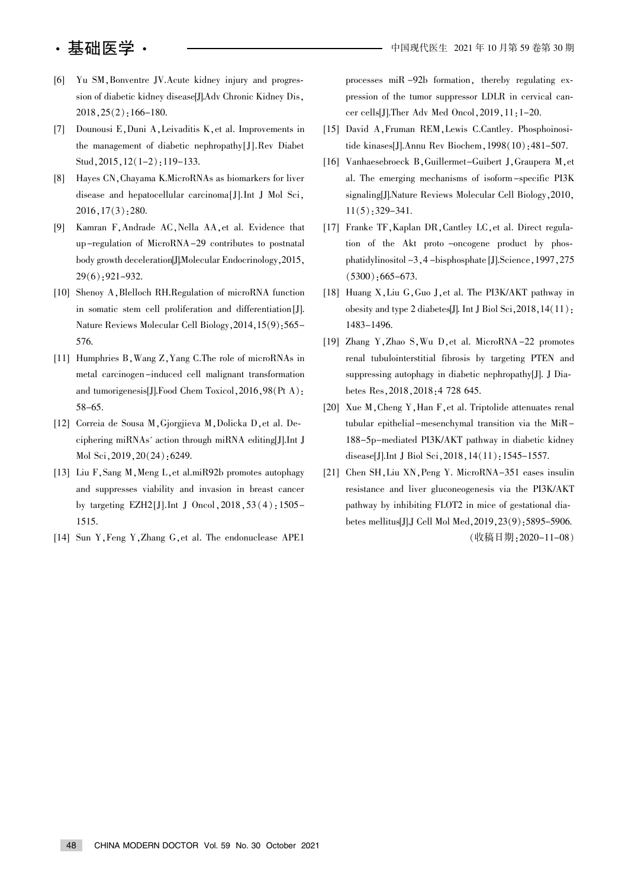[6] Yu SM, Bonventre JV. Acute kidney injury and progression of diabetic kidney disease[J]. Adv Chronic Kidney Dis, 2018, 25(2): 166–180.

[7] Dounousi E, Duni A, Leivaditis K, et al. Improvements in the management of diabetic nephropathy[J]. Rev Diabet Stud, 2015, 12(1–2): 119–133.

[8] Hayes CN, Chayama K. MicroRNAs as biomarkers for liver disease and hepatocellular carcinoma[J]. Int J Mol Sci, 2016, 17(3): 280.

[9] Kamran F, Andrade AC, Nella AA, et al. Evidence that up-regulation of MicroRNA-29 contributes to postnatal body growth deceleration[J]. Molecular Endocrinology, 2015, 29(6): 921–932.

[10] Shenoy A, Blelloch RH. Regulation of microRNA function in somatic stem cell proliferation and differentiation[J]. Nature Reviews Molecular Cell Biology, 2014, 15(9): 565–576.

[11] Humphries B, Wang Z, Yang C. The role of microRNAs in metal carcinogen-induced cell malignant transformation and tumorigenesis[J]. Food Chem Toxicol, 2016, 98(Pt A): 58–65.

[12] Correia de Sousa M, Gjorgjieva M, Dolicka D, et al. Deciphering miRNAs´ action through miRNA editing[J]. Int J Mol Sci, 2019, 20(24): 6249.

[13] Liu F, Sang M, Meng L, et al. miR92b promotes autophagy and suppresses viability and invasion in breast cancer by targeting EZH2[J]. Int J Oncol, 2018, 53(4): 1505–1515.

[14] Sun Y, Feng Y, Zhang G, et al. The endonuclease APE1 processes miR-92b formation, thereby regulating expression of the tumor suppressor LDLR in cervical cancer cells[J]. Ther Adv Med Oncol, 2019, 11: 1–20.

[15] David A, Fruman REM, Lewis C. Cantley. Phosphoinositide kinases[J]. Annu Rev Biochem, 1998(10): 481–507.

[16] Vanhaesebroeck B, Guillermet-Guibert J, Graupera M, et al. The emerging mechanisms of isoform-specific PI3K signaling[J]. Nature Reviews Molecular Cell Biology, 2010, 11(5): 329–341.

[17] Franke TF, Kaplan DR, Cantley LC, et al. Direct regulation of the Akt proto-oncogene product by phosphatidylinositol-3,4-bisphosphate[J]. Science, 1997, 275(5300): 665–673.

[18] Huang X, Liu G, Guo J, et al. The PI3K/AKT pathway in obesity and type 2 diabetes[J]. Int J Biol Sci, 2018, 14(11): 1483–1496.

[19] Zhang Y, Zhao S, Wu D, et al. MicroRNA-22 promotes renal tubulointerstitial fibrosis by targeting PTEN and suppressing autophagy in diabetic nephropathy[J]. J Diabetes Res, 2018, 2018: 4 728 645.

[20] Xue M, Cheng Y, Han F, et al. Triptolide attenuates renal tubular epithelial-mesenchymal transition via the MiR-188-5p-mediated PI3K/AKT pathway in diabetic kidney disease[J]. Int J Biol Sci, 2018, 14(11): 1545–1557.

[21] Chen SH, Liu XN, Peng Y. MicroRNA-351 eases insulin resistance and liver gluconeogenesis via the PI3K/AKT pathway by inhibiting FLOT2 in mice of gestational diabetes mellitus[J]. J Cell Mol Med, 2019, 23(9): 5895–5906.

（收稿日期：2020-11-08）